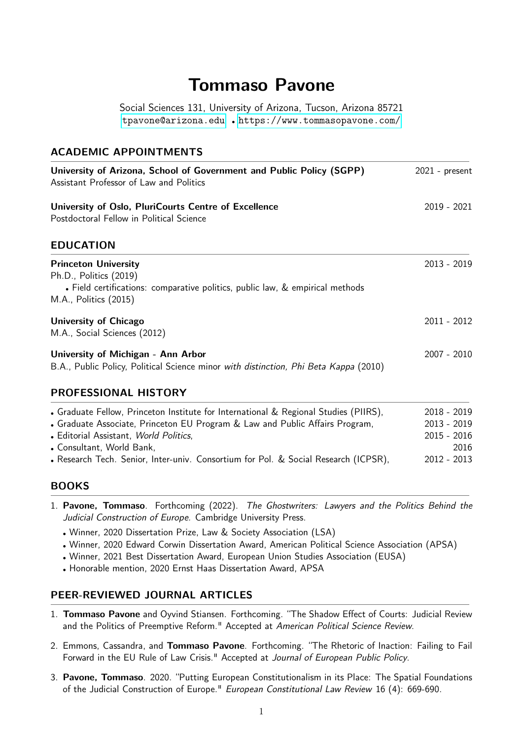# Tommaso Pavone

Social Sciences 131, University of Arizona, Tucson, Arizona 85721
tpavone@arizona.edu • https://www.tommasopavone.com/

## ACADEMIC APPOINTMENTS

**University of Arizona, School of Government and Public Policy (SGPP)** 2021 - present
Assistant Professor of Law and Politics

**University of Oslo, PluriCourts Centre of Excellence** 2019 - 2021
Postdoctoral Fellow in Political Science

## EDUCATION

**Princeton University** 2013 - 2019
Ph.D., Politics (2019)

- Field certifications: comparative politics, public law, & empirical methods

M.A., Politics (2015)

**University of Chicago** 2011 - 2012
M.A., Social Sciences (2012)

**University of Michigan - Ann Arbor** 2007 - 2010
B.A., Public Policy, Political Science minor *with distinction, Phi Beta Kappa* (2010)

## PROFESSIONAL HISTORY

- Graduate Fellow, Princeton Institute for International & Regional Studies (PIIRS), 2018 - 2019
- Graduate Associate, Princeton EU Program & Law and Public Affairs Program, 2013 - 2019
- Editorial Assistant, *World Politics*, 2015 - 2016
- Consultant, World Bank, 2016
- Research Tech. Senior, Inter-univ. Consortium for Pol. & Social Research (ICPSR), 2012 - 2013

## BOOKS

1. **Pavone, Tommaso**. Forthcoming (2022). *The Ghostwriters: Lawyers and the Politics Behind the Judicial Construction of Europe.* Cambridge University Press.
   - Winner, 2020 Dissertation Prize, Law & Society Association (LSA)
   - Winner, 2020 Edward Corwin Dissertation Award, American Political Science Association (APSA)
   - Winner, 2021 Best Dissertation Award, European Union Studies Association (EUSA)
   - Honorable mention, 2020 Ernst Haas Dissertation Award, APSA

## PEER-REVIEWED JOURNAL ARTICLES

1. **Tommaso Pavone** and Oyvind Stiansen. Forthcoming. "The Shadow Effect of Courts: Judicial Review and the Politics of Preemptive Reform." Accepted at *American Political Science Review*.
2. Emmons, Cassandra, and **Tommaso Pavone**. Forthcoming. "The Rhetoric of Inaction: Failing to Fail Forward in the EU Rule of Law Crisis." Accepted at *Journal of European Public Policy*.
3. **Pavone, Tommaso**. 2020. "Putting European Constitutionalism in its Place: The Spatial Foundations of the Judicial Construction of Europe." *European Constitutional Law Review* 16 (4): 669-690.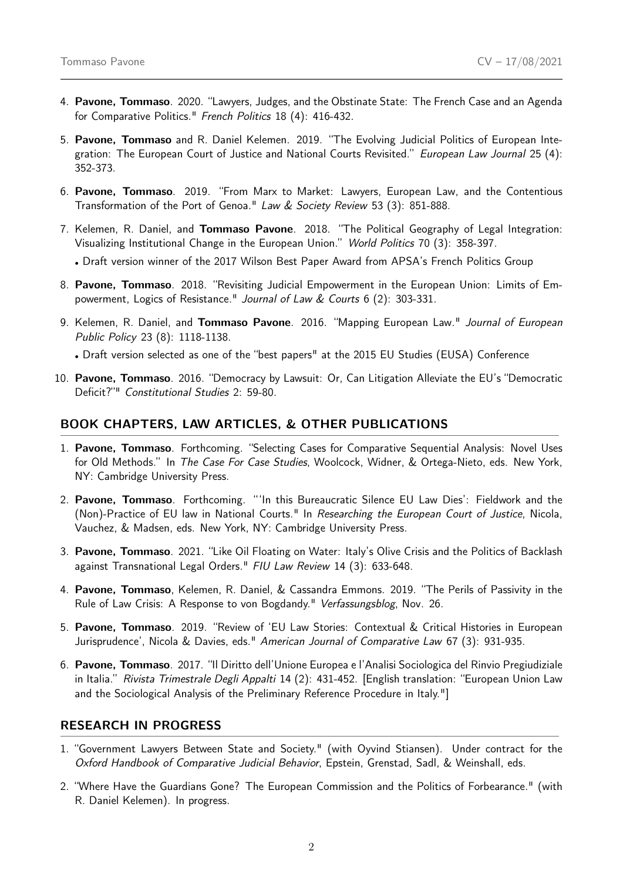4. **Pavone, Tommaso**. 2020. "Lawyers, Judges, and the Obstinate State: The French Case and an Agenda for Comparative Politics." *French Politics* 18 (4): 416-432.

5. **Pavone, Tommaso** and R. Daniel Kelemen. 2019. "The Evolving Judicial Politics of European Integration: The European Court of Justice and National Courts Revisited." *European Law Journal* 25 (4): 352-373.

6. **Pavone, Tommaso**. 2019. "From Marx to Market: Lawyers, European Law, and the Contentious Transformation of the Port of Genoa." *Law & Society Review* 53 (3): 851-888.

7. Kelemen, R. Daniel, and **Tommaso Pavone**. 2018. "The Political Geography of Legal Integration: Visualizing Institutional Change in the European Union." *World Politics* 70 (3): 358-397.
   - Draft version winner of the 2017 Wilson Best Paper Award from APSA's French Politics Group

8. **Pavone, Tommaso**. 2018. "Revisiting Judicial Empowerment in the European Union: Limits of Empowerment, Logics of Resistance." *Journal of Law & Courts* 6 (2): 303-331.

9. Kelemen, R. Daniel, and **Tommaso Pavone**. 2016. "Mapping European Law." *Journal of European Public Policy* 23 (8): 1118-1138.
   - Draft version selected as one of the "best papers" at the 2015 EU Studies (EUSA) Conference

10. **Pavone, Tommaso**. 2016. "Democracy by Lawsuit: Or, Can Litigation Alleviate the EU's "Democratic Deficit?"" *Constitutional Studies* 2: 59-80.

## BOOK CHAPTERS, LAW ARTICLES, & OTHER PUBLICATIONS

1. **Pavone, Tommaso**. Forthcoming. "Selecting Cases for Comparative Sequential Analysis: Novel Uses for Old Methods." In *The Case For Case Studies*, Woolcock, Widner, & Ortega-Nieto, eds. New York, NY: Cambridge University Press.

2. **Pavone, Tommaso**. Forthcoming. "'In this Bureaucratic Silence EU Law Dies': Fieldwork and the (Non)-Practice of EU law in National Courts." In *Researching the European Court of Justice*, Nicola, Vauchez, & Madsen, eds. New York, NY: Cambridge University Press.

3. **Pavone, Tommaso**. 2021. "Like Oil Floating on Water: Italy's Olive Crisis and the Politics of Backlash against Transnational Legal Orders." *FIU Law Review* 14 (3): 633-648.

4. **Pavone, Tommaso**, Kelemen, R. Daniel, & Cassandra Emmons. 2019. "The Perils of Passivity in the Rule of Law Crisis: A Response to von Bogdandy." *Verfassungsblog*, Nov. 26.

5. **Pavone, Tommaso**. 2019. "Review of 'EU Law Stories: Contextual & Critical Histories in European Jurisprudence', Nicola & Davies, eds." *American Journal of Comparative Law* 67 (3): 931-935.

6. **Pavone, Tommaso**. 2017. "Il Diritto dell'Unione Europea e l'Analisi Sociologica del Rinvio Pregiudiziale in Italia." *Rivista Trimestrale Degli Appalti* 14 (2): 431-452. [English translation: "European Union Law and the Sociological Analysis of the Preliminary Reference Procedure in Italy."]

## RESEARCH IN PROGRESS

1. "Government Lawyers Between State and Society." (with Oyvind Stiansen). Under contract for the *Oxford Handbook of Comparative Judicial Behavior*, Epstein, Grenstad, Sadl, & Weinshall, eds.

2. "Where Have the Guardians Gone? The European Commission and the Politics of Forbearance." (with R. Daniel Kelemen). In progress.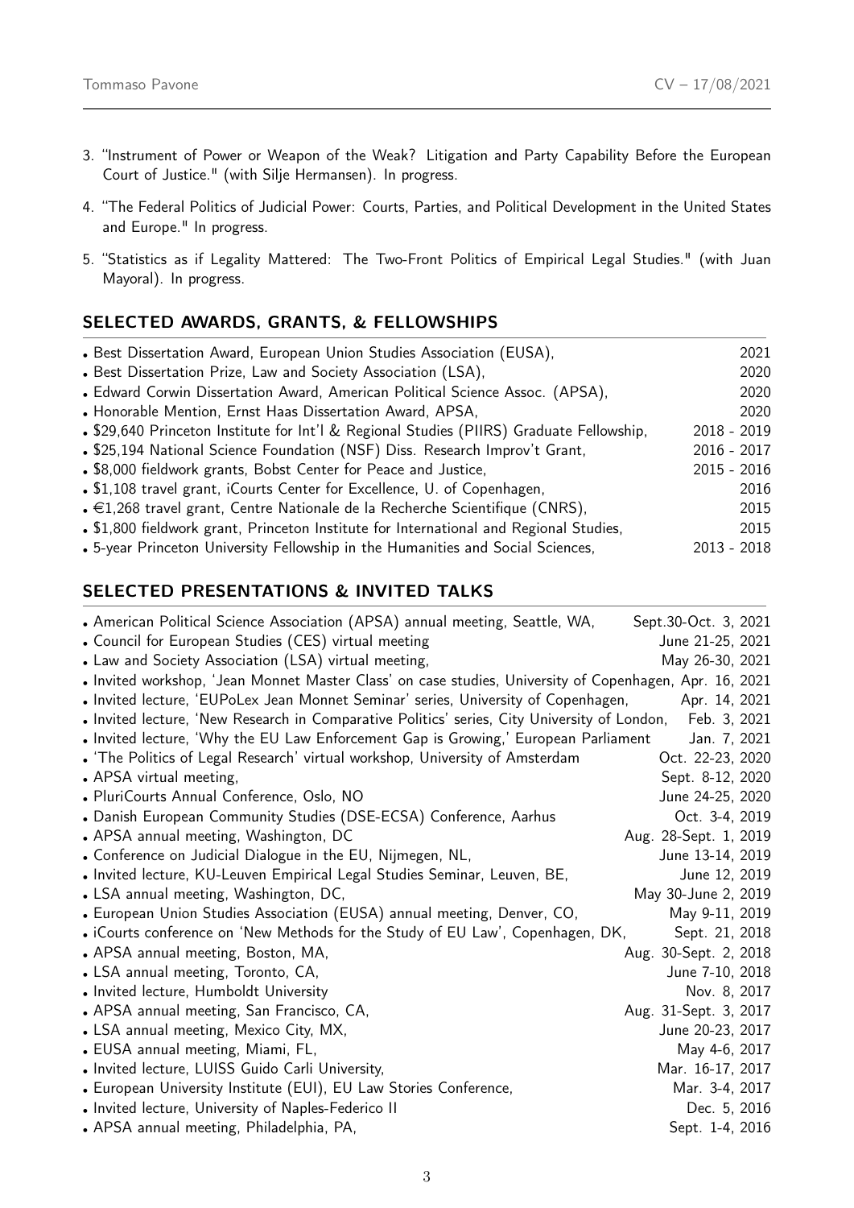3. "Instrument of Power or Weapon of the Weak? Litigation and Party Capability Before the European Court of Justice." (with Silje Hermansen). In progress.

4. "The Federal Politics of Judicial Power: Courts, Parties, and Political Development in the United States and Europe." In progress.

5. "Statistics as if Legality Mattered: The Two-Front Politics of Empirical Legal Studies." (with Juan Mayoral). In progress.

## SELECTED AWARDS, GRANTS, & FELLOWSHIPS

- Best Dissertation Award, European Union Studies Association (EUSA), 2021
- Best Dissertation Prize, Law and Society Association (LSA), 2020
- Edward Corwin Dissertation Award, American Political Science Assoc. (APSA), 2020
- Honorable Mention, Ernst Haas Dissertation Award, APSA, 2020
- $29,640 Princeton Institute for Int'l & Regional Studies (PIIRS) Graduate Fellowship, 2018 - 2019
- $25,194 National Science Foundation (NSF) Diss. Research Improv't Grant, 2016 - 2017
- $8,000 fieldwork grants, Bobst Center for Peace and Justice, 2015 - 2016
- $1,108 travel grant, iCourts Center for Excellence, U. of Copenhagen, 2016
- €1,268 travel grant, Centre Nationale de la Recherche Scientifique (CNRS), 2015
- $1,800 fieldwork grant, Princeton Institute for International and Regional Studies, 2015
- 5-year Princeton University Fellowship in the Humanities and Social Sciences, 2013 - 2018

## SELECTED PRESENTATIONS & INVITED TALKS

- American Political Science Association (APSA) annual meeting, Seattle, WA, Sept.30-Oct. 3, 2021
- Council for European Studies (CES) virtual meeting June 21-25, 2021
- Law and Society Association (LSA) virtual meeting, May 26-30, 2021
- Invited workshop, 'Jean Monnet Master Class' on case studies, University of Copenhagen, Apr. 16, 2021
- Invited lecture, 'EUPoLex Jean Monnet Seminar' series, University of Copenhagen, Apr. 14, 2021
- Invited lecture, 'New Research in Comparative Politics' series, City University of London, Feb. 3, 2021
- Invited lecture, 'Why the EU Law Enforcement Gap is Growing,' European Parliament Jan. 7, 2021
- 'The Politics of Legal Research' virtual workshop, University of Amsterdam Oct. 22-23, 2020
- APSA virtual meeting, Sept. 8-12, 2020
- PluriCourts Annual Conference, Oslo, NO June 24-25, 2020
- Danish European Community Studies (DSE-ECSA) Conference, Aarhus Oct. 3-4, 2019
- APSA annual meeting, Washington, DC Aug. 28-Sept. 1, 2019
- Conference on Judicial Dialogue in the EU, Nijmegen, NL, June 13-14, 2019
- Invited lecture, KU-Leuven Empirical Legal Studies Seminar, Leuven, BE, June 12, 2019
- LSA annual meeting, Washington, DC, May 30-June 2, 2019
- European Union Studies Association (EUSA) annual meeting, Denver, CO, May 9-11, 2019
- iCourts conference on 'New Methods for the Study of EU Law', Copenhagen, DK, Sept. 21, 2018
- APSA annual meeting, Boston, MA, Aug. 30-Sept. 2, 2018
- LSA annual meeting, Toronto, CA, June 7-10, 2018
- Invited lecture, Humboldt University Nov. 8, 2017
- APSA annual meeting, San Francisco, CA, Aug. 31-Sept. 3, 2017
- LSA annual meeting, Mexico City, MX, June 20-23, 2017
- EUSA annual meeting, Miami, FL, May 4-6, 2017
- Invited lecture, LUISS Guido Carli University, Mar. 16-17, 2017
- European University Institute (EUI), EU Law Stories Conference, Mar. 3-4, 2017
- Invited lecture, University of Naples-Federico II Dec. 5, 2016
- APSA annual meeting, Philadelphia, PA, Sept. 1-4, 2016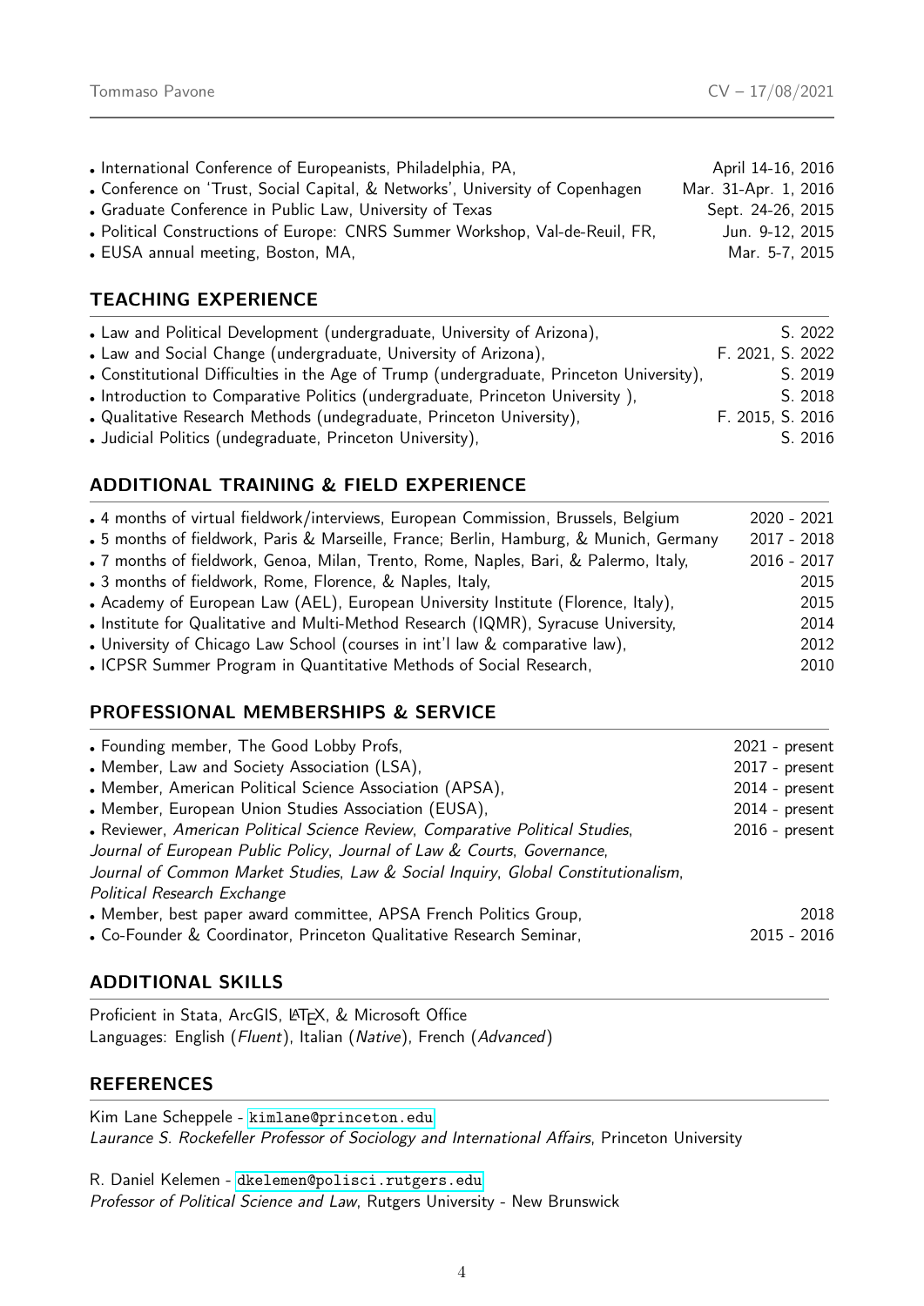- International Conference of Europeanists, Philadelphia, PA, April 14-16, 2016
- Conference on 'Trust, Social Capital, & Networks', University of Copenhagen Mar. 31-Apr. 1, 2016
- Graduate Conference in Public Law, University of Texas Sept. 24-26, 2015
- Political Constructions of Europe: CNRS Summer Workshop, Val-de-Reuil, FR, Jun. 9-12, 2015
- EUSA annual meeting, Boston, MA, Mar. 5-7, 2015

## TEACHING EXPERIENCE

- Law and Political Development (undergraduate, University of Arizona), S. 2022
- Law and Social Change (undergraduate, University of Arizona), F. 2021, S. 2022
- Constitutional Difficulties in the Age of Trump (undergraduate, Princeton University), S. 2019
- Introduction to Comparative Politics (undergraduate, Princeton University ), S. 2018
- Qualitative Research Methods (undegraduate, Princeton University), F. 2015, S. 2016
- Judicial Politics (undegraduate, Princeton University), S. 2016

## ADDITIONAL TRAINING & FIELD EXPERIENCE

- 4 months of virtual fieldwork/interviews, European Commission, Brussels, Belgium 2020 - 2021
- 5 months of fieldwork, Paris & Marseille, France; Berlin, Hamburg, & Munich, Germany 2017 - 2018
- 7 months of fieldwork, Genoa, Milan, Trento, Rome, Naples, Bari, & Palermo, Italy, 2016 - 2017
- 3 months of fieldwork, Rome, Florence, & Naples, Italy, 2015
- Academy of European Law (AEL), European University Institute (Florence, Italy), 2015
- Institute for Qualitative and Multi-Method Research (IQMR), Syracuse University, 2014
- University of Chicago Law School (courses in int'l law & comparative law), 2012
- ICPSR Summer Program in Quantitative Methods of Social Research, 2010

## PROFESSIONAL MEMBERSHIPS & SERVICE

- Founding member, The Good Lobby Profs, 2021 - present
- Member, Law and Society Association (LSA), 2017 - present
- Member, American Political Science Association (APSA), 2014 - present
- Member, European Union Studies Association (EUSA), 2014 - present
- Reviewer, *American Political Science Review*, *Comparative Political Studies*, *Journal of European Public Policy*, *Journal of Law & Courts*, *Governance*, *Journal of Common Market Studies*, *Law & Social Inquiry*, *Global Constitutionalism*, *Political Research Exchange* 2016 - present
- Member, best paper award committee, APSA French Politics Group, 2018
- Co-Founder & Coordinator, Princeton Qualitative Research Seminar, 2015 - 2016

## ADDITIONAL SKILLS

Proficient in Stata, ArcGIS, LaTeX, & Microsoft Office
Languages: English (*Fluent*), Italian (*Native*), French (*Advanced*)

## REFERENCES

Kim Lane Scheppele - kimlane@princeton.edu
*Laurance S. Rockefeller Professor of Sociology and International Affairs*, Princeton University

R. Daniel Kelemen - dkelemen@polisci.rutgers.edu
*Professor of Political Science and Law*, Rutgers University - New Brunswick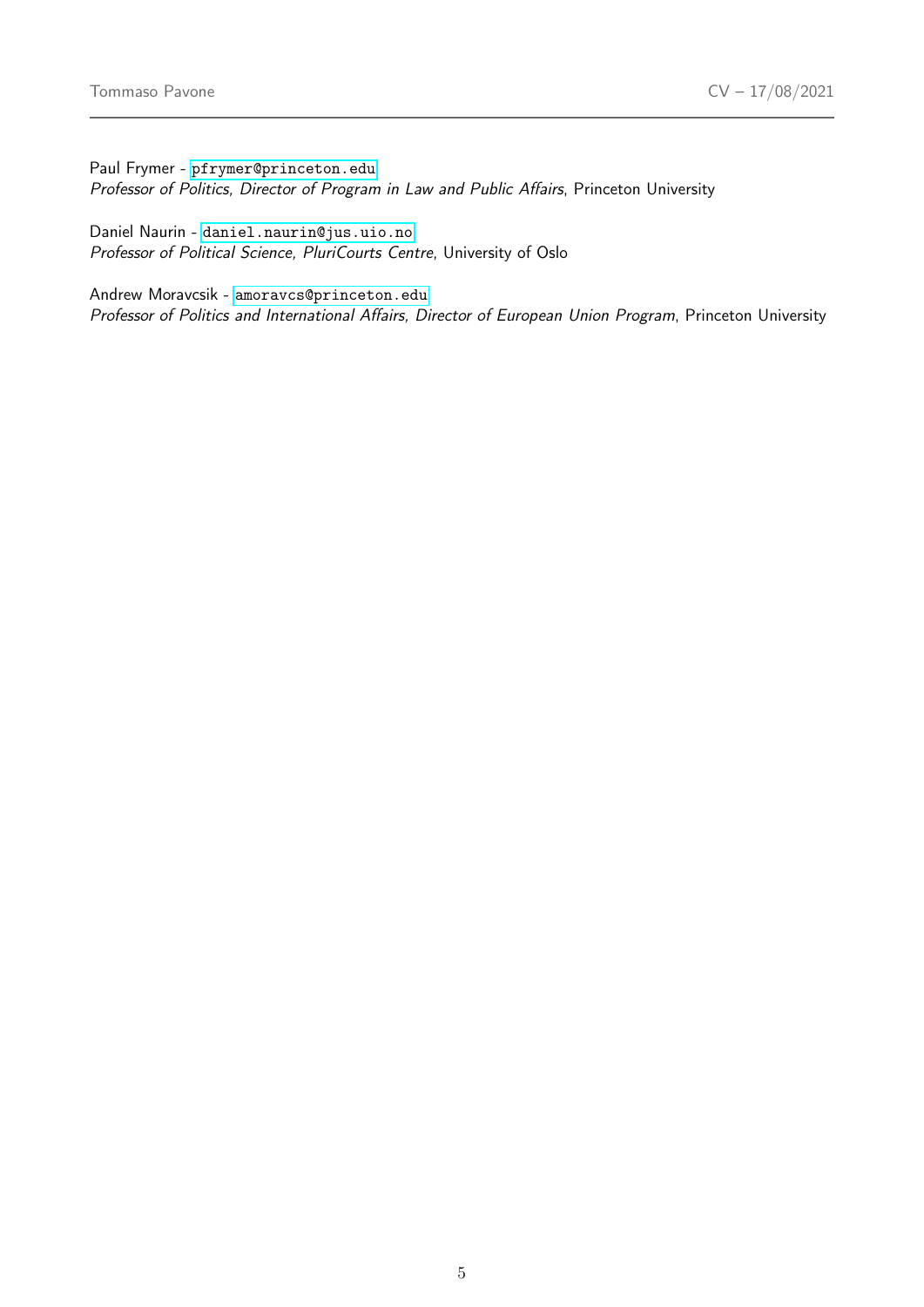Paul Frymer - pfrymer@princeton.edu
*Professor of Politics, Director of Program in Law and Public Affairs*, Princeton University

Daniel Naurin - daniel.naurin@jus.uio.no
*Professor of Political Science, PluriCourts Centre*, University of Oslo

Andrew Moravcsik - amoravcs@princeton.edu
*Professor of Politics and International Affairs, Director of European Union Program*, Princeton University